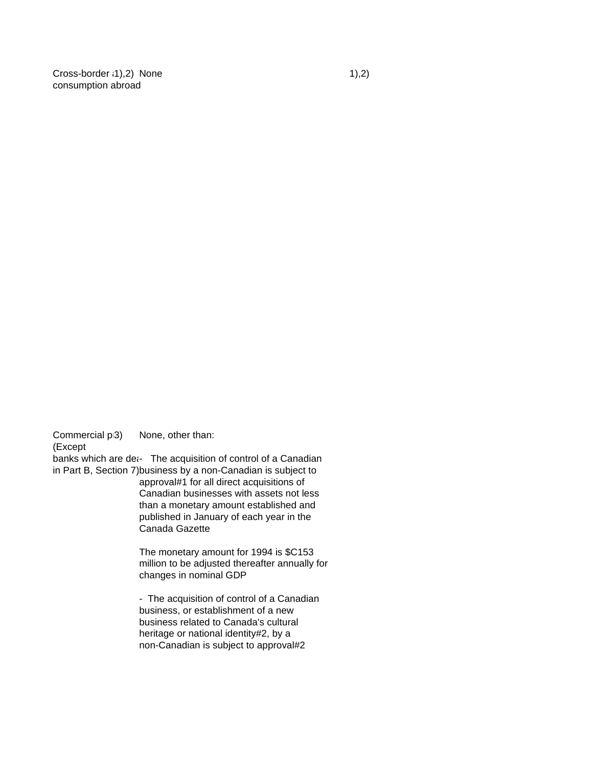| | | | |
|---|---|---|---|
| Cross-border supply / consumption abroad | 1),2) None | | 1),2) |
| Commercial presence (Except banks which are dealt with in Part B, Section 7) | 3) None, other than:<br><br>- The acquisition of control of a Canadian business by a non-Canadian is subject to approval#1 for all direct acquisitions of Canadian businesses with assets not less than a monetary amount established and published in January of each year in the Canada Gazette<br><br>The monetary amount for 1994 is $C153 million to be adjusted thereafter annually for changes in nominal GDP<br><br>- The acquisition of control of a Canadian business, or establishment of a new business related to Canada's cultural heritage or national identity#2, by a non-Canadian is subject to approval#2 | | |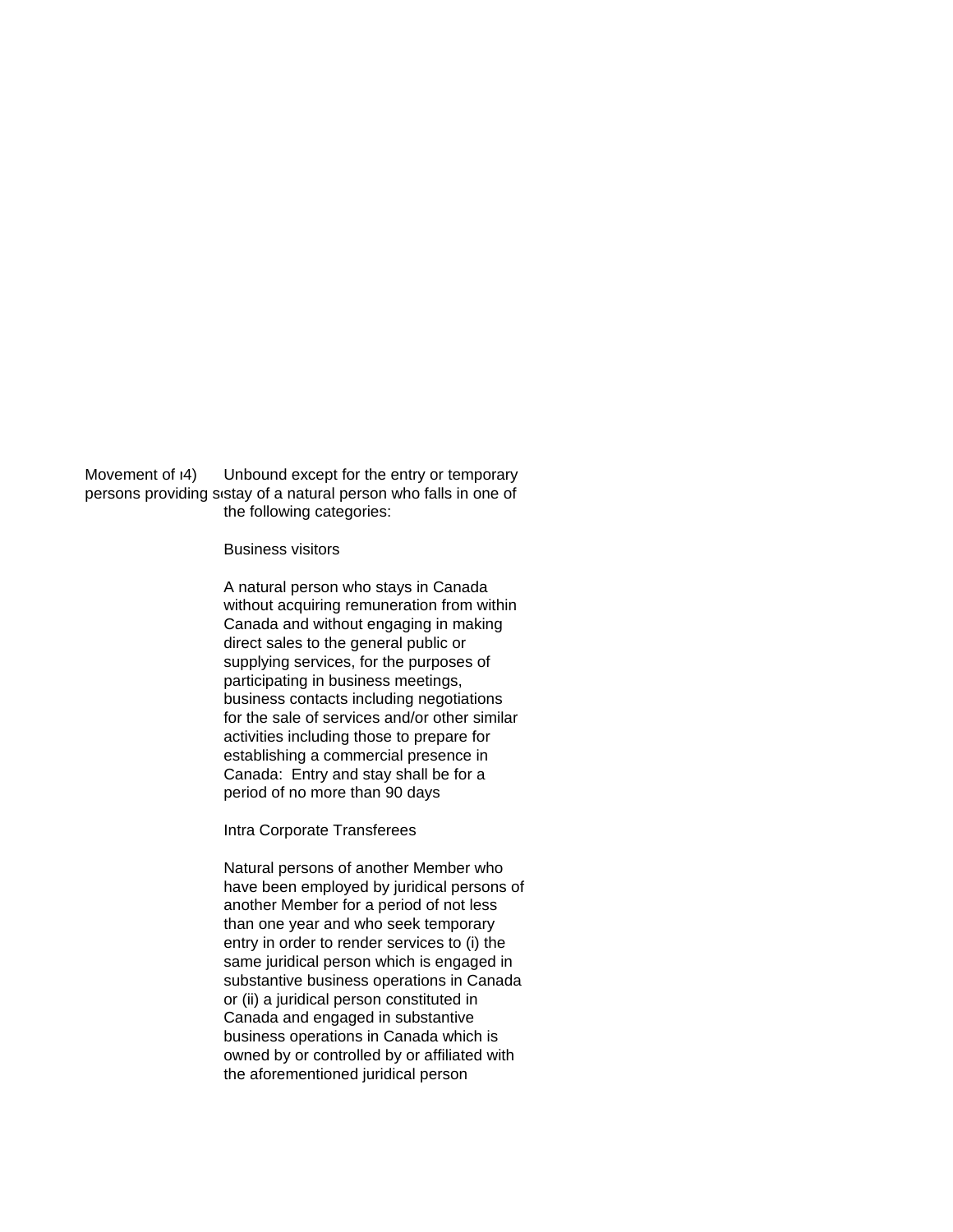| Movement of persons providing s | 4) | Unbound except for the entry or temporary stay of a natural person who falls in one of the following categories:<br><br>Business visitors<br><br>A natural person who stays in Canada without acquiring remuneration from within Canada and without engaging in making direct sales to the general public or supplying services, for the purposes of participating in business meetings, business contacts including negotiations for the sale of services and/or other similar activities including those to prepare for establishing a commercial presence in Canada: Entry and stay shall be for a period of no more than 90 days<br><br>Intra Corporate Transferees<br><br>Natural persons of another Member who have been employed by juridical persons of another Member for a period of not less than one year and who seek temporary entry in order to render services to (i) the same juridical person which is engaged in substantive business operations in Canada or (ii) a juridical person constituted in Canada and engaged in substantive business operations in Canada which is owned by or controlled by or affiliated with the aforementioned juridical person |
|---|---|---|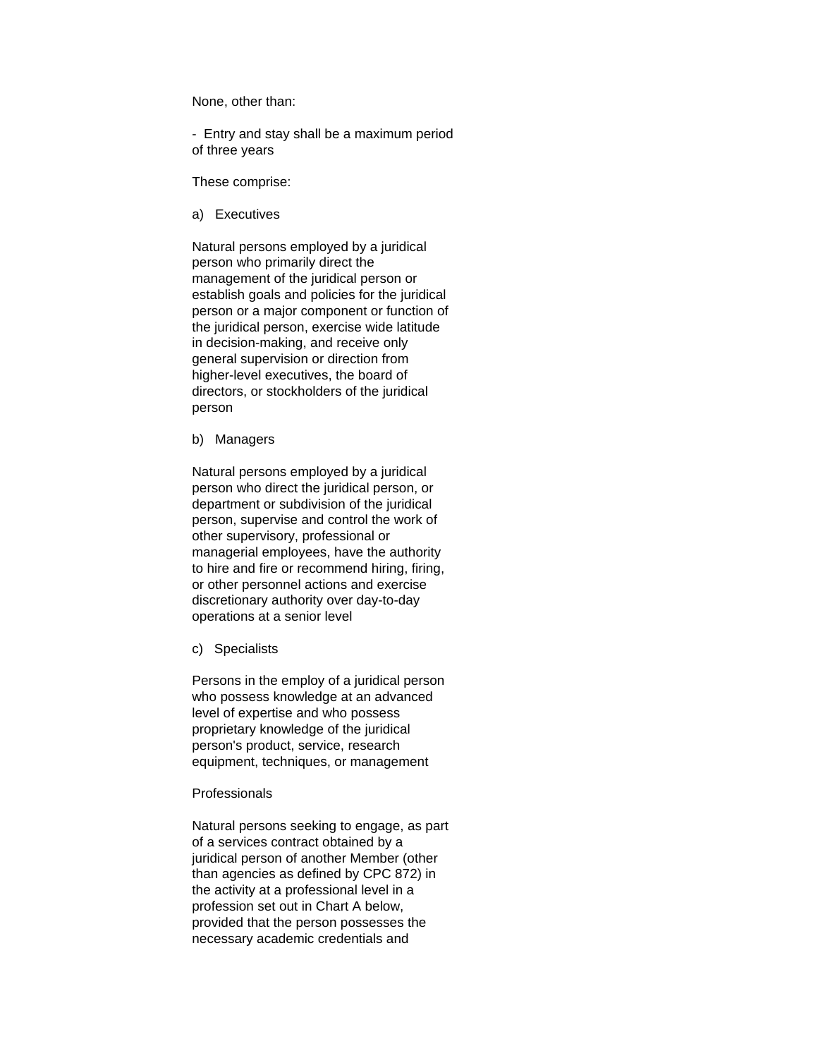None, other than:

- Entry and stay shall be a maximum period of three years

These comprise:

a) Executives

Natural persons employed by a juridical person who primarily direct the management of the juridical person or establish goals and policies for the juridical person or a major component or function of the juridical person, exercise wide latitude in decision-making, and receive only general supervision or direction from higher-level executives, the board of directors, or stockholders of the juridical person

b) Managers

Natural persons employed by a juridical person who direct the juridical person, or department or subdivision of the juridical person, supervise and control the work of other supervisory, professional or managerial employees, have the authority to hire and fire or recommend hiring, firing, or other personnel actions and exercise discretionary authority over day-to-day operations at a senior level

c) Specialists

Persons in the employ of a juridical person who possess knowledge at an advanced level of expertise and who possess proprietary knowledge of the juridical person's product, service, research equipment, techniques, or management

Professionals

Natural persons seeking to engage, as part of a services contract obtained by a juridical person of another Member (other than agencies as defined by CPC 872) in the activity at a professional level in a profession set out in Chart A below, provided that the person possesses the necessary academic credentials and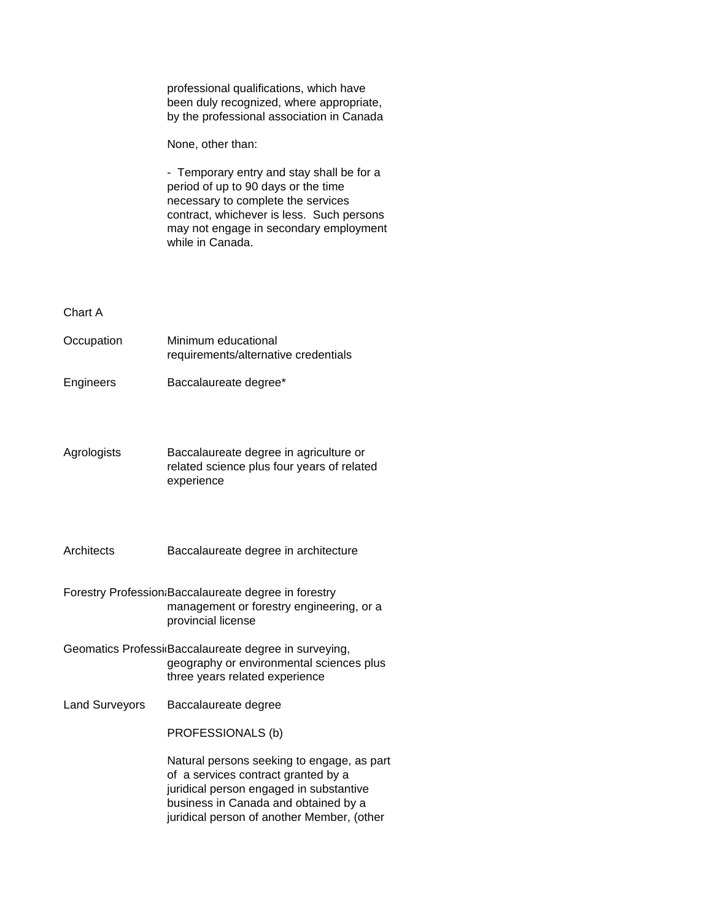professional qualifications, which have been duly recognized, where appropriate, by the professional association in Canada

None, other than:

- Temporary entry and stay shall be for a period of up to 90 days or the time necessary to complete the services contract, whichever is less. Such persons may not engage in secondary employment while in Canada.

Chart A

| Occupation | Minimum educational requirements/alternative credentials |
|---|---|
| Engineers | Baccalaureate degree* |
| Agrologists | Baccalaureate degree in agriculture or related science plus four years of related experience |
| Architects | Baccalaureate degree in architecture |
| Forestry Professiona | Baccalaureate degree in forestry management or forestry engineering, or a provincial license |
| Geomatics Professio | Baccalaureate degree in surveying, geography or environmental sciences plus three years related experience |
| Land Surveyors | Baccalaureate degree |

PROFESSIONALS (b)

Natural persons seeking to engage, as part of a services contract granted by a juridical person engaged in substantive business in Canada and obtained by a juridical person of another Member, (other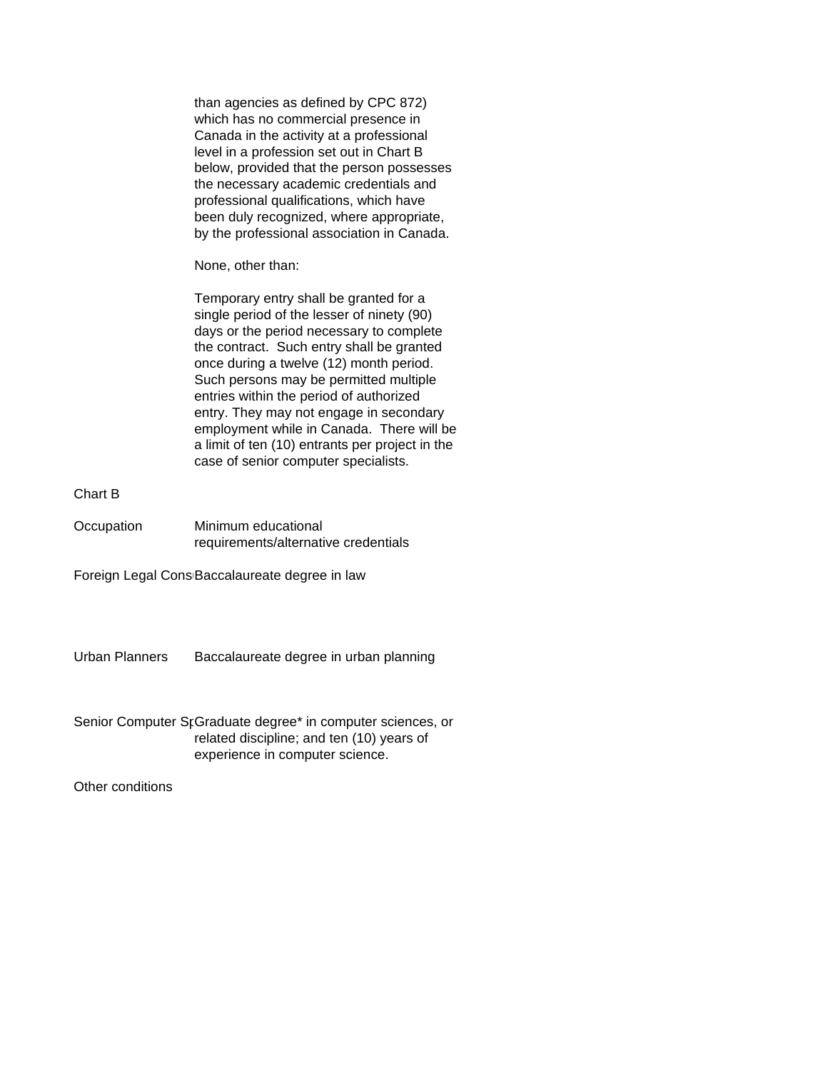than agencies as defined by CPC 872) which has no commercial presence in Canada in the activity at a professional level in a profession set out in Chart B below, provided that the person possesses the necessary academic credentials and professional qualifications, which have been duly recognized, where appropriate, by the professional association in Canada.

None, other than:

Temporary entry shall be granted for a single period of the lesser of ninety (90) days or the period necessary to complete the contract. Such entry shall be granted once during a twelve (12) month period. Such persons may be permitted multiple entries within the period of authorized entry. They may not engage in secondary employment while in Canada. There will be a limit of ten (10) entrants per project in the case of senior computer specialists.

Chart B

| Occupation | Minimum educational requirements/alternative credentials |
|---|---|
| Foreign Legal Cons | Baccalaureate degree in law |
| Urban Planners | Baccalaureate degree in urban planning |
| Senior Computer Sp | Graduate degree* in computer sciences, or related discipline; and ten (10) years of experience in computer science. |

Other conditions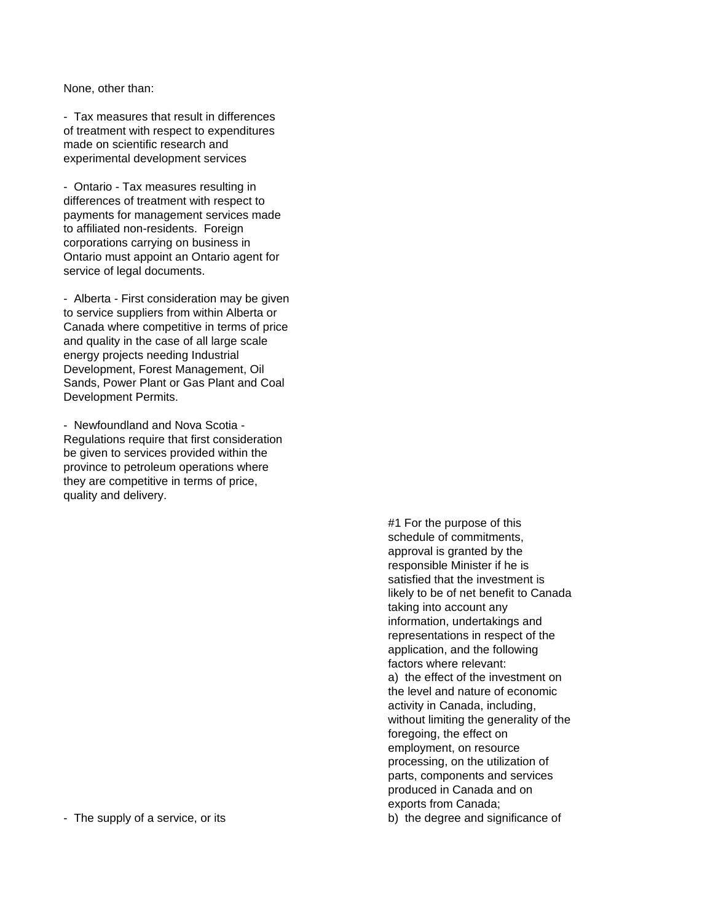None, other than:

- Tax measures that result in differences of treatment with respect to expenditures made on scientific research and experimental development services

- Ontario - Tax measures resulting in differences of treatment with respect to payments for management services made to affiliated non-residents. Foreign corporations carrying on business in Ontario must appoint an Ontario agent for service of legal documents.

- Alberta - First consideration may be given to service suppliers from within Alberta or Canada where competitive in terms of price and quality in the case of all large scale energy projects needing Industrial Development, Forest Management, Oil Sands, Power Plant or Gas Plant and Coal Development Permits.

- Newfoundland and Nova Scotia - Regulations require that first consideration be given to services provided within the province to petroleum operations where they are competitive in terms of price, quality and delivery.

#1 For the purpose of this schedule of commitments, approval is granted by the responsible Minister if he is satisfied that the investment is likely to be of net benefit to Canada taking into account any information, undertakings and representations in respect of the application, and the following factors where relevant:
a) the effect of the investment on the level and nature of economic activity in Canada, including, without limiting the generality of the foregoing, the effect on employment, on resource processing, on the utilization of parts, components and services produced in Canada and on exports from Canada;
b) the degree and significance of

- The supply of a service, or its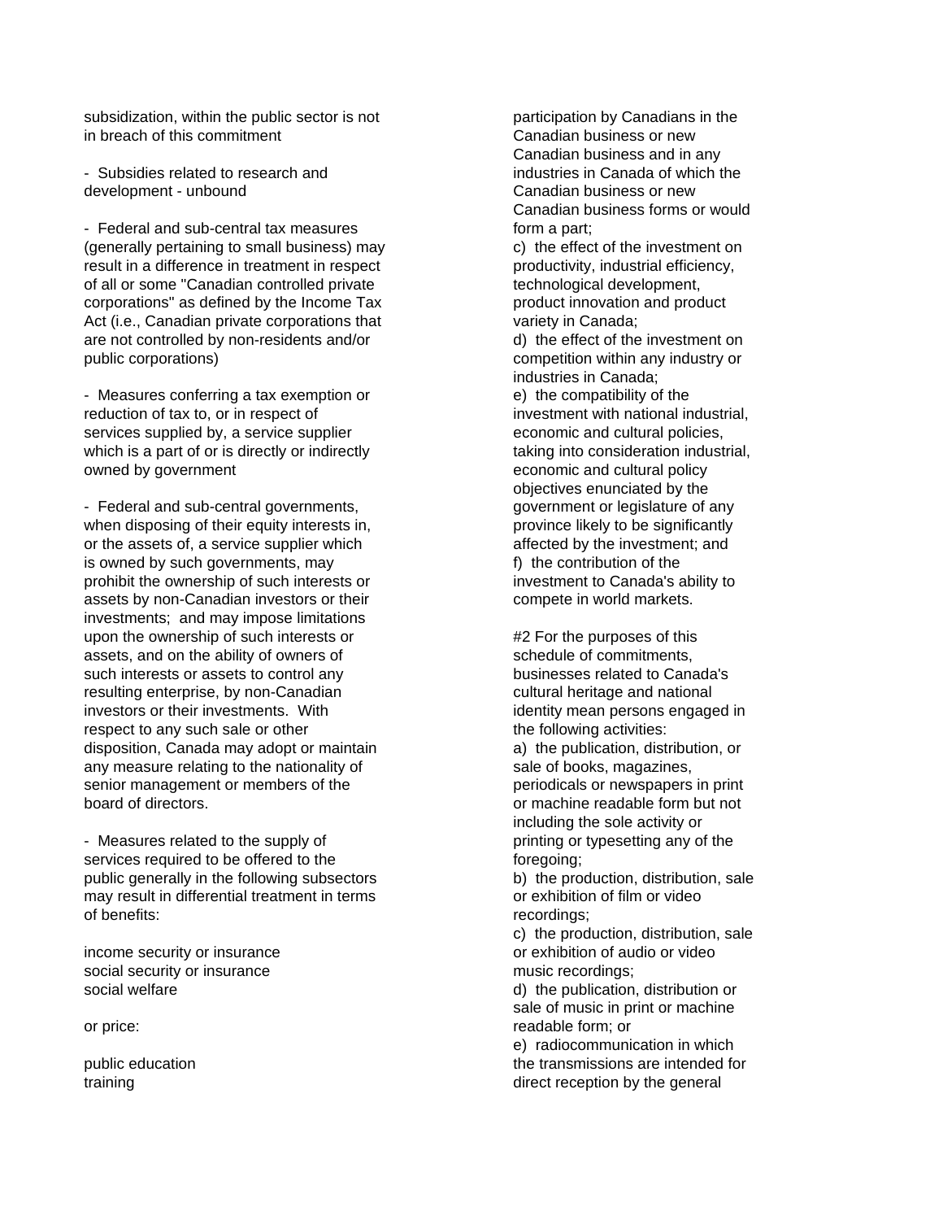subsidization, within the public sector is not in breach of this commitment

- Subsidies related to research and development - unbound

- Federal and sub-central tax measures (generally pertaining to small business) may result in a difference in treatment in respect of all or some "Canadian controlled private corporations" as defined by the Income Tax Act (i.e., Canadian private corporations that are not controlled by non-residents and/or public corporations)

- Measures conferring a tax exemption or reduction of tax to, or in respect of services supplied by, a service supplier which is a part of or is directly or indirectly owned by government

- Federal and sub-central governments, when disposing of their equity interests in, or the assets of, a service supplier which is owned by such governments, may prohibit the ownership of such interests or assets by non-Canadian investors or their investments; and may impose limitations upon the ownership of such interests or assets, and on the ability of owners of such interests or assets to control any resulting enterprise, by non-Canadian investors or their investments. With respect to any such sale or other disposition, Canada may adopt or maintain any measure relating to the nationality of senior management or members of the board of directors.

- Measures related to the supply of services required to be offered to the public generally in the following subsectors may result in differential treatment in terms of benefits:

income security or insurance
social security or insurance
social welfare

or price:

public education
training

participation by Canadians in the Canadian business or new Canadian business and in any industries in Canada of which the Canadian business or new Canadian business forms or would form a part;
c) the effect of the investment on productivity, industrial efficiency, technological development, product innovation and product variety in Canada;
d) the effect of the investment on competition within any industry or industries in Canada;
e) the compatibility of the investment with national industrial, economic and cultural policies, taking into consideration industrial, economic and cultural policy objectives enunciated by the government or legislature of any province likely to be significantly affected by the investment; and
f) the contribution of the investment to Canada's ability to compete in world markets.

#2 For the purposes of this schedule of commitments, businesses related to Canada's cultural heritage and national identity mean persons engaged in the following activities:
a) the publication, distribution, or sale of books, magazines, periodicals or newspapers in print or machine readable form but not including the sole activity or printing or typesetting any of the foregoing;
b) the production, distribution, sale or exhibition of film or video recordings;
c) the production, distribution, sale or exhibition of audio or video music recordings;
d) the publication, distribution or sale of music in print or machine readable form; or
e) radiocommunication in which the transmissions are intended for direct reception by the general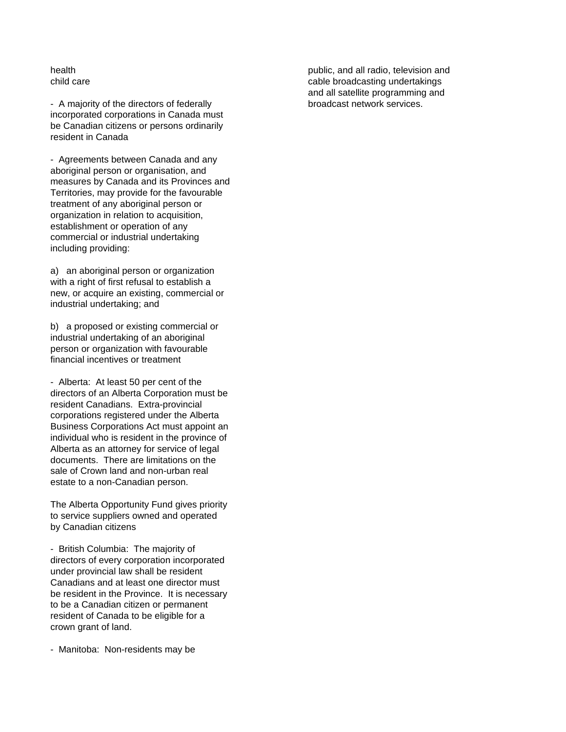health
child care

- A majority of the directors of federally incorporated corporations in Canada must be Canadian citizens or persons ordinarily resident in Canada

- Agreements between Canada and any aboriginal person or organisation, and measures by Canada and its Provinces and Territories, may provide for the favourable treatment of any aboriginal person or organization in relation to acquisition, establishment or operation of any commercial or industrial undertaking including providing:

a) an aboriginal person or organization with a right of first refusal to establish a new, or acquire an existing, commercial or industrial undertaking; and

b) a proposed or existing commercial or industrial undertaking of an aboriginal person or organization with favourable financial incentives or treatment

- Alberta: At least 50 per cent of the directors of an Alberta Corporation must be resident Canadians. Extra-provincial corporations registered under the Alberta Business Corporations Act must appoint an individual who is resident in the province of Alberta as an attorney for service of legal documents. There are limitations on the sale of Crown land and non-urban real estate to a non-Canadian person.

The Alberta Opportunity Fund gives priority to service suppliers owned and operated by Canadian citizens

- British Columbia: The majority of directors of every corporation incorporated under provincial law shall be resident Canadians and at least one director must be resident in the Province. It is necessary to be a Canadian citizen or permanent resident of Canada to be eligible for a crown grant of land.

- Manitoba: Non-residents may be

public, and all radio, television and cable broadcasting undertakings and all satellite programming and broadcast network services.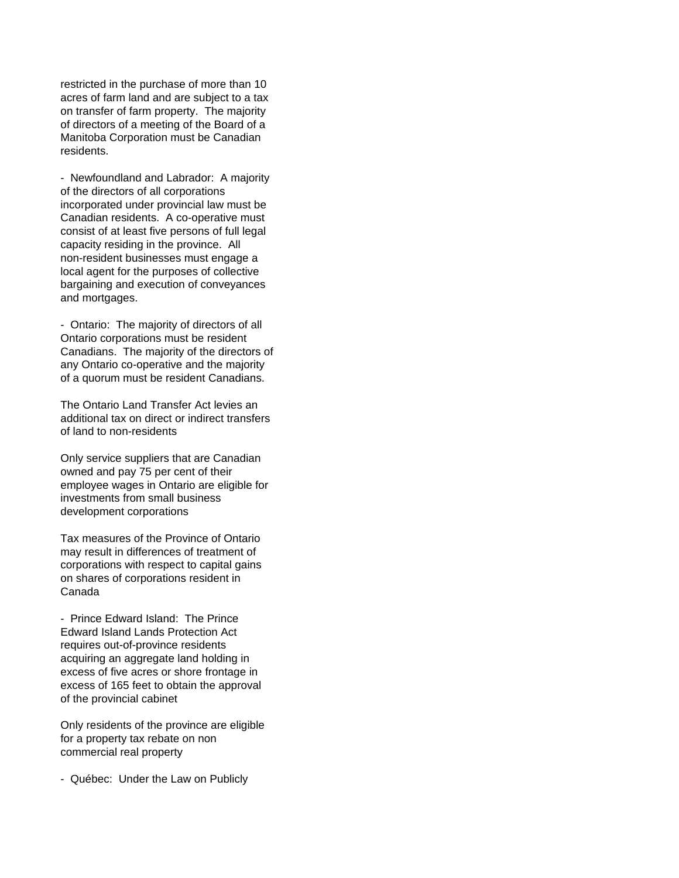restricted in the purchase of more than 10 acres of farm land and are subject to a tax on transfer of farm property. The majority of directors of a meeting of the Board of a Manitoba Corporation must be Canadian residents.

- Newfoundland and Labrador: A majority of the directors of all corporations incorporated under provincial law must be Canadian residents. A co-operative must consist of at least five persons of full legal capacity residing in the province. All non-resident businesses must engage a local agent for the purposes of collective bargaining and execution of conveyances and mortgages.

- Ontario: The majority of directors of all Ontario corporations must be resident Canadians. The majority of the directors of any Ontario co-operative and the majority of a quorum must be resident Canadians.

The Ontario Land Transfer Act levies an additional tax on direct or indirect transfers of land to non-residents

Only service suppliers that are Canadian owned and pay 75 per cent of their employee wages in Ontario are eligible for investments from small business development corporations

Tax measures of the Province of Ontario may result in differences of treatment of corporations with respect to capital gains on shares of corporations resident in Canada

- Prince Edward Island: The Prince Edward Island Lands Protection Act requires out-of-province residents acquiring an aggregate land holding in excess of five acres or shore frontage in excess of 165 feet to obtain the approval of the provincial cabinet

Only residents of the province are eligible for a property tax rebate on non commercial real property

- Québec: Under the Law on Publicly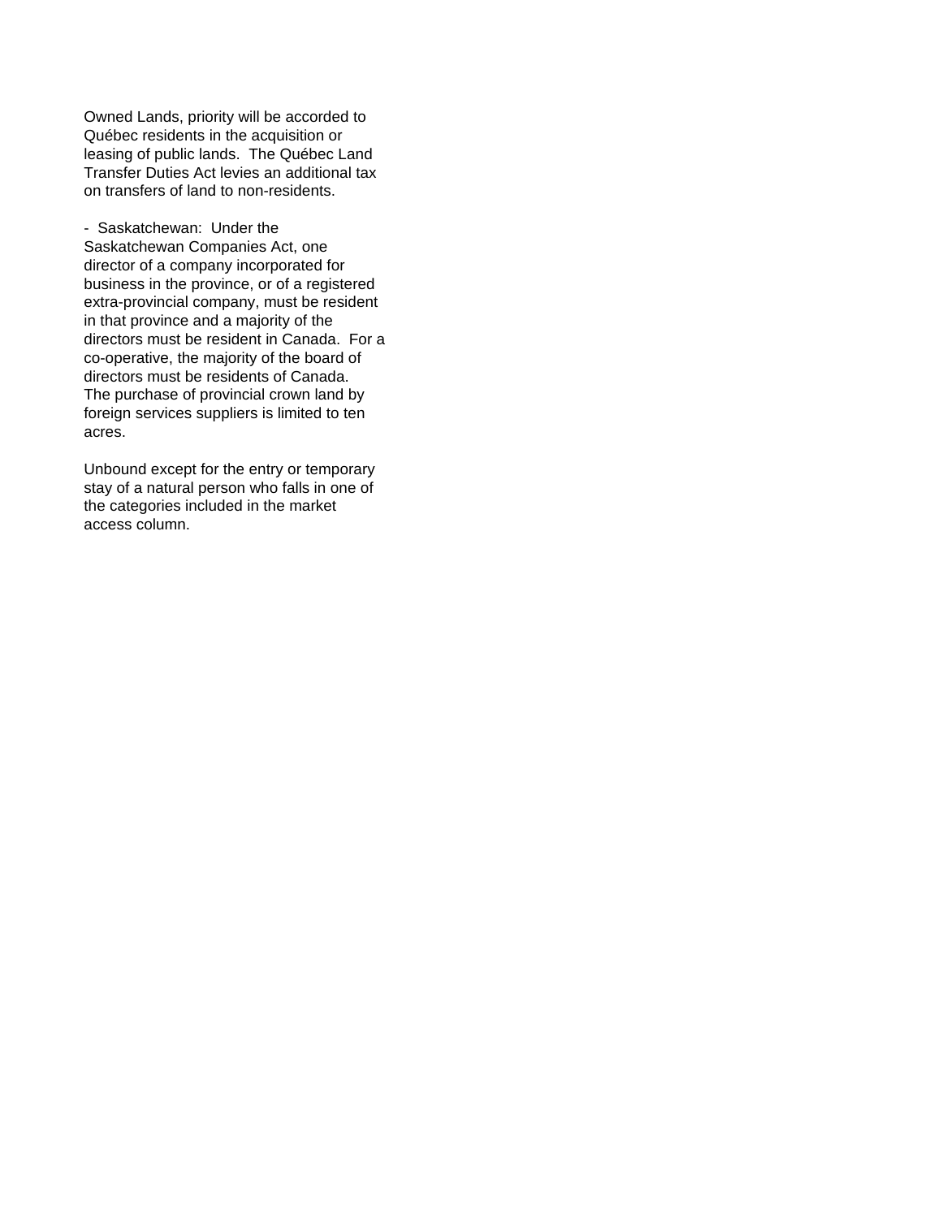Owned Lands, priority will be accorded to Québec residents in the acquisition or leasing of public lands. The Québec Land Transfer Duties Act levies an additional tax on transfers of land to non-residents.

- Saskatchewan: Under the Saskatchewan Companies Act, one director of a company incorporated for business in the province, or of a registered extra-provincial company, must be resident in that province and a majority of the directors must be resident in Canada. For a co-operative, the majority of the board of directors must be residents of Canada. The purchase of provincial crown land by foreign services suppliers is limited to ten acres.

Unbound except for the entry or temporary stay of a natural person who falls in one of the categories included in the market access column.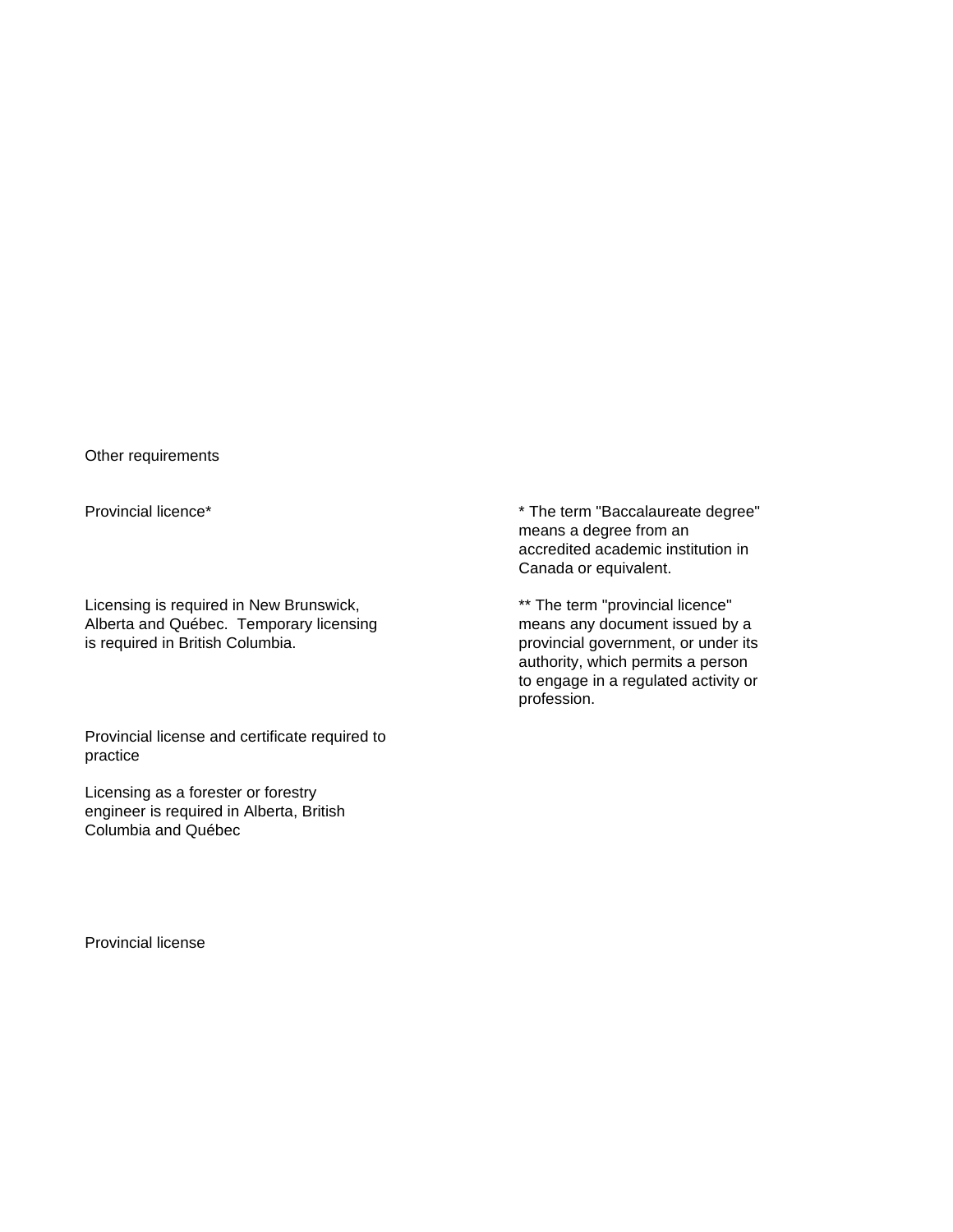Other requirements

Provincial licence*

Licensing is required in New Brunswick, Alberta and Québec.  Temporary licensing is required in British Columbia.

Provincial license and certificate required to practice

Licensing as a forester or forestry engineer is required in Alberta, British Columbia and Québec

Provincial license

* The term "Baccalaureate degree" means a degree from an accredited academic institution in Canada or equivalent.

** The term "provincial licence" means any document issued by a provincial government, or under its authority, which permits a person to engage in a regulated activity or profession.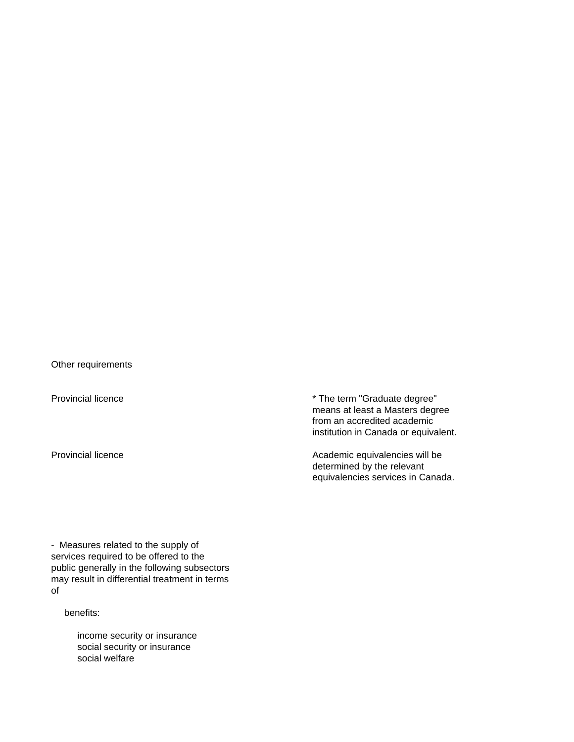Other requirements

| | |
|---|---|
| Provincial licence | * The term "Graduate degree" means at least a Masters degree from an accredited academic institution in Canada or equivalent. |
| Provincial licence | Academic equivalencies will be determined by the relevant equivalencies services in Canada. |

- Measures related to the supply of services required to be offered to the public generally in the following subsectors may result in differential treatment in terms of

  benefits:

    income security or insurance
    social security or insurance
    social welfare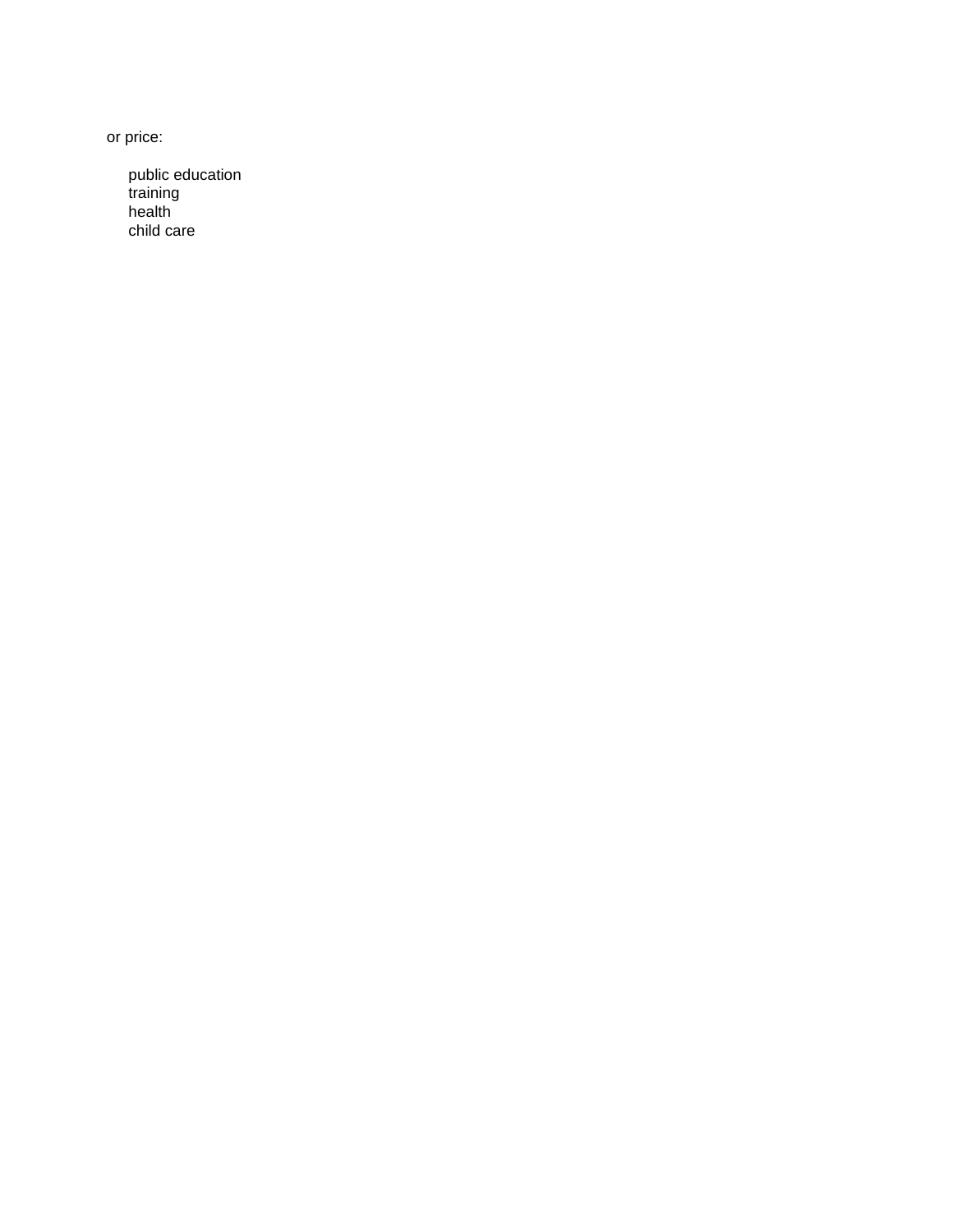or price:

- public education
- training
- health
- child care